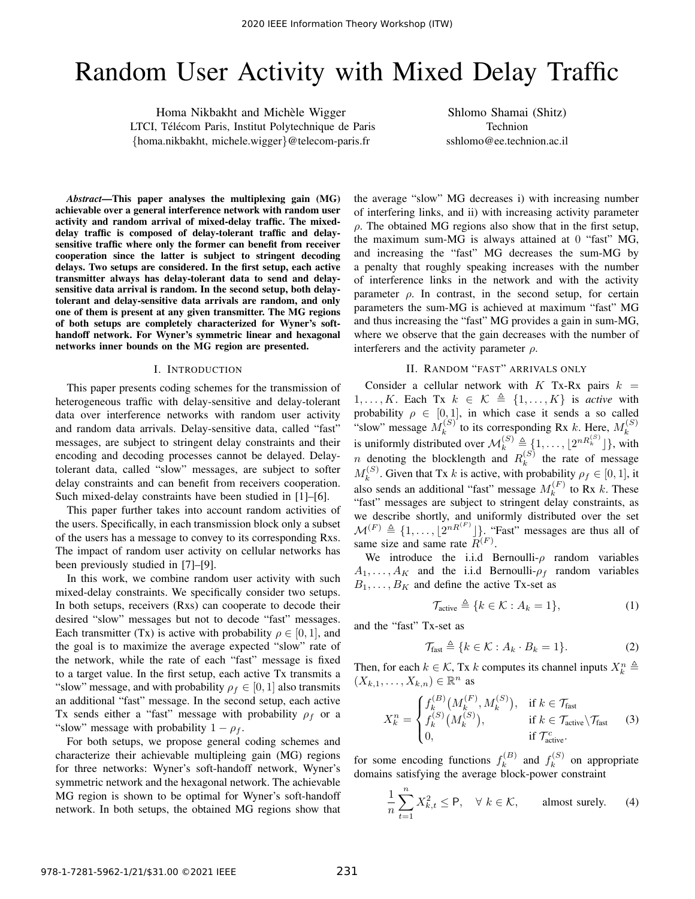# Random User Activity with Mixed Delay Traffic

Homa Nikbakht and Michèle Wigger
LTCI, Télécom Paris, Institut Polytechnique de Paris
{homa.nikbakht, michele.wigger}@telecom-paris.fr

Shlomo Shamai (Shitz)
Technion
sshlomo@ee.technion.ac.il

***Abstract*—This paper analyses the multiplexing gain (MG) achievable over a general interference network with random user activity and random arrival of mixed-delay traffic. The mixed-delay traffic is composed of delay-tolerant traffic and delay-sensitive traffic where only the former can benefit from receiver cooperation since the latter is subject to stringent decoding delays. Two setups are considered. In the first setup, each active transmitter always has delay-tolerant data to send and delay-sensitive data arrival is random. In the second setup, both delay-tolerant and delay-sensitive data arrivals are random, and only one of them is present at any given transmitter. The MG regions of both setups are completely characterized for Wyner's soft-handoff network. For Wyner's symmetric linear and hexagonal networks inner bounds on the MG region are presented.**

## I. Introduction

This paper presents coding schemes for the transmission of heterogeneous traffic with delay-sensitive and delay-tolerant data over interference networks with random user activity and random data arrivals. Delay-sensitive data, called "fast" messages, are subject to stringent delay constraints and their encoding and decoding processes cannot be delayed. Delay-tolerant data, called "slow" messages, are subject to softer delay constraints and can benefit from receivers cooperation. Such mixed-delay constraints have been studied in [1]–[6].

This paper further takes into account random activities of the users. Specifically, in each transmission block only a subset of the users has a message to convey to its corresponding Rxs. The impact of random user activity on cellular networks has been previously studied in [7]–[9].

In this work, we combine random user activity with such mixed-delay constraints. We specifically consider two setups. In both setups, receivers (Rxs) can cooperate to decode their desired "slow" messages but not to decode "fast" messages. Each transmitter (Tx) is active with probability $\rho \in [0,1]$, and the goal is to maximize the average expected "slow" rate of the network, while the rate of each "fast" message is fixed to a target value. In the first setup, each active Tx transmits a "slow" message, and with probability $\rho_f \in [0,1]$ also transmits an additional "fast" message. In the second setup, each active Tx sends either a "fast" message with probability $\rho_f$ or a "slow" message with probability $1-\rho_f$.

For both setups, we propose general coding schemes and characterize their achievable multipleing gain (MG) regions for three networks: Wyner's soft-handoff network, Wyner's symmetric network and the hexagonal network. The achievable MG region is shown to be optimal for Wyner's soft-handoff network. In both setups, the obtained MG regions show that the average "slow" MG decreases i) with increasing number of interfering links, and ii) with increasing activity parameter $\rho$. The obtained MG regions also show that in the first setup, the maximum sum-MG is always attained at 0 "fast" MG, and increasing the "fast" MG decreases the sum-MG by a penalty that roughly speaking increases with the number of interference links in the network and with the activity parameter $\rho$. In contrast, in the second setup, for certain parameters the sum-MG is achieved at maximum "fast" MG and thus increasing the "fast" MG provides a gain in sum-MG, where we observe that the gain decreases with the number of interferers and the activity parameter $\rho$.

## II. Random "fast" arrivals only

Consider a cellular network with $K$ Tx-Rx pairs $k = 1,\ldots,K$. Each Tx $k \in \mathcal{K} \triangleq \{1,\ldots,K\}$ is *active* with probability $\rho \in [0,1]$, in which case it sends a so called "slow" message $M_k^{(S)}$ to its corresponding Rx $k$. Here, $M_k^{(S)}$ is uniformly distributed over $\mathcal{M}_k^{(S)} \triangleq \{1,\ldots,\lfloor 2^{nR_k^{(S)}} \rfloor\}$, with $n$ denoting the blocklength and $R_k^{(S)}$ the rate of message $M_k^{(S)}$. Given that Tx $k$ is active, with probability $\rho_f \in [0,1]$, it also sends an additional "fast" message $M_k^{(F)}$ to Rx $k$. These "fast" messages are subject to stringent delay constraints, as we describe shortly, and uniformly distributed over the set $\mathcal{M}^{(F)} \triangleq \{1,\ldots,\lfloor 2^{nR^{(F)}} \rfloor\}$. "Fast" messages are thus all of same size and same rate $R^{(F)}$.

We introduce the i.i.d Bernoulli-$\rho$ random variables $A_1,\ldots,A_K$ and the i.i.d Bernoulli-$\rho_f$ random variables $B_1,\ldots,B_K$ and define the active Tx-set as

$$\mathcal{T}_{\text{active}} \triangleq \{k \in \mathcal{K} : A_k = 1\}, \tag{1}$$

and the "fast" Tx-set as

$$\mathcal{T}_{\text{fast}} \triangleq \{k \in \mathcal{K} : A_k \cdot B_k = 1\}. \tag{2}$$

Then, for each $k \in \mathcal{K}$, Tx $k$ computes its channel inputs $X_k^n \triangleq (X_{k,1},\ldots,X_{k,n}) \in \mathbb{R}^n$ as

$$X_k^n = \begin{cases} f_k^{(B)}\big(M_k^{(F)}, M_k^{(S)}\big), & \text{if } k \in \mathcal{T}_{\text{fast}} \\ f_k^{(S)}\big(M_k^{(S)}\big), & \text{if } k \in \mathcal{T}_{\text{active}} \backslash \mathcal{T}_{\text{fast}} \\ 0, & \text{if } \mathcal{T}_{\text{active}}^c. \end{cases} \tag{3}$$

for some encoding functions $f_k^{(B)}$ and $f_k^{(S)}$ on appropriate domains satisfying the average block-power constraint

$$\frac{1}{n}\sum_{t=1}^{n} X_{k,t}^2 \le \mathsf{P}, \quad \forall\, k \in \mathcal{K}, \qquad \text{almost surely.} \tag{4}$$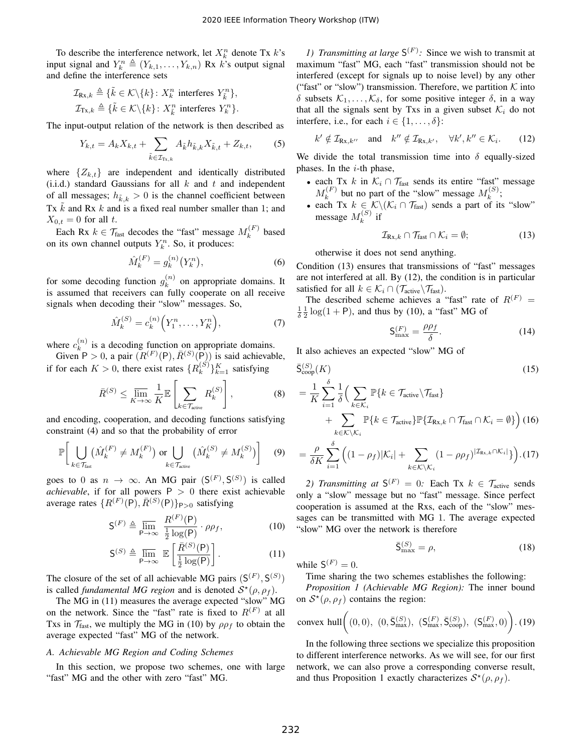To describe the interference network, let $X_k^n$ denote Tx $k$'s input signal and $Y_k^n \triangleq (Y_{k,1}, \ldots, Y_{k,n})$ Rx $k$'s output signal and define the interference sets

$$\mathcal{I}_{\text{Rx},k} \triangleq \{\tilde{k} \in \mathcal{K} \backslash \{k\} \colon X_{\tilde{k}}^n \text{ interferes } Y_k^n\},$$
$$\mathcal{I}_{\text{Tx},k} \triangleq \{\tilde{k} \in \mathcal{K} \backslash \{k\} \colon X_k^n \text{ interferes } Y_{\tilde{k}}^n\}.$$

The input-output relation of the network is then described as

$$Y_{k,t} = A_k X_{k,t} + \sum_{\tilde{k} \in \mathcal{I}_{\text{Tx},k}} A_{\tilde{k}} h_{\tilde{k},k} X_{\tilde{k},t} + Z_{k,t}, \tag{5}$$

where $\{Z_{k,t}\}$ are independent and identically distributed (i.i.d.) standard Gaussians for all $k$ and $t$ and independent of all messages; $h_{\tilde{k},k} > 0$ is the channel coefficient between Tx $\tilde{k}$ and Rx $k$ and is a fixed real number smaller than 1; and $X_{0,t} = 0$ for all $t$.

Each Rx $k \in \mathcal{T}_{\text{fast}}$ decodes the "fast" message $M_k^{(F)}$ based on its own channel outputs $Y_k^n$. So, it produces:

$$\hat{M}_k^{(F)} = g_k^{(n)}\big(Y_k^n\big), \tag{6}$$

for some decoding function $g_k^{(n)}$ on appropriate domains. It is assumed that receivers can fully cooperate on all receive signals when decoding their "slow" messages. So,

$$\hat{M}_k^{(S)} = c_k^{(n)}\Big(Y_1^n, \ldots, Y_K^n\Big), \tag{7}$$

where $c_k^{(n)}$ is a decoding function on appropriate domains.

Given $\mathsf{P} > 0$, a pair $(R^{(F)}(\mathsf{P}), \bar{R}^{(S)}(\mathsf{P}))$ is said achievable, if for each $K > 0$, there exist rates $\{R_k^{(S)}\}_{k=1}^K$ satisfying

$$\bar{R}^{(S)} \leq \varlimsup_{K \to \infty} \frac{1}{K} \mathbb{E}\left[\sum_{k \in \mathcal{T}_{\text{active}}} R_k^{(S)}\right], \tag{8}$$

and encoding, cooperation, and decoding functions satisfying constraint (4) and so that the probability of error

$$\mathbb{P}\bigg[\bigcup_{k \in \mathcal{T}_{\text{fast}}} \big(\hat{M}_k^{(F)} \neq M_k^{(F)}\big) \text{ or } \bigcup_{k \in \mathcal{T}_{\text{active}}} \big(\hat{M}_k^{(S)} \neq M_k^{(S)}\big)\bigg] \tag{9}$$

goes to 0 as $n \to \infty$. An MG pair $(\mathsf{S}^{(F)}, \mathsf{S}^{(S)})$ is called *achievable*, if for all powers $\mathsf{P} > 0$ there exist achievable average rates $\{R^{(F)}(\mathsf{P}), \bar{R}^{(S)}(\mathsf{P})\}_{\mathsf{P}>0}$ satisfying

$$\mathsf{S}^{(F)} \triangleq \varlimsup_{\mathsf{P} \to \infty} \frac{R^{(F)}(\mathsf{P})}{\frac{1}{2}\log(\mathsf{P})} \cdot \rho \rho_f, \tag{10}$$

$$\mathsf{S}^{(S)} \triangleq \varlimsup_{\mathsf{P} \to \infty} \mathbb{E}\left[\frac{\bar{R}^{(S)}(\mathsf{P})}{\frac{1}{2}\log(\mathsf{P})}\right]. \tag{11}$$

The closure of the set of all achievable MG pairs $(\mathsf{S}^{(F)}, \mathsf{S}^{(S)})$ is called *fundamental MG region* and is denoted $\mathcal{S}^\star(\rho, \rho_f)$.

The MG in (11) measures the average expected "slow" MG on the network. Since the "fast" rate is fixed to $R^{(F)}$ at all Txs in $\mathcal{T}_{\text{fast}}$, we multiply the MG in (10) by $\rho\rho_f$ to obtain the average expected "fast" MG of the network.

### A. Achievable MG Region and Coding Schemes

In this section, we propose two schemes, one with large "fast" MG and the other with zero "fast" MG.

*1) Transmitting at large $\mathsf{S}^{(F)}$:* Since we wish to transmit at maximum "fast" MG, each "fast" transmission should not be interfered (except for signals up to noise level) by any other ("fast" or "slow") transmission. Therefore, we partition $\mathcal{K}$ into $\delta$ subsets $\mathcal{K}_1, \ldots, \mathcal{K}_\delta$, for some positive integer $\delta$, in a way that all the signals sent by Txs in a given subset $\mathcal{K}_i$ do not interfere, i.e., for each $i \in \{1, \ldots, \delta\}$:

$$k' \notin \mathcal{I}_{\text{Rx},k''} \quad \text{and} \quad k'' \notin \mathcal{I}_{\text{Rx},k'}, \quad \forall k', k'' \in \mathcal{K}_i. \tag{12}$$

We divide the total transmission time into $\delta$ equally-sized phases. In the $i$-th phase,

- each Tx $k$ in $\mathcal{K}_i \cap \mathcal{T}_{\text{fast}}$ sends its entire "fast" message $M_k^{(F)}$ but no part of the "slow" message $M_k^{(S)}$;
- each Tx $k \in \mathcal{K} \backslash (\mathcal{K}_i \cap \mathcal{T}_{\text{fast}})$ sends a part of its "slow" message $M_k^{(S)}$ if

$$\mathcal{I}_{\text{Rx},k} \cap \mathcal{T}_{\text{fast}} \cap \mathcal{K}_i = \emptyset; \tag{13}$$

  otherwise it does not send anything.

Condition (13) ensures that transmissions of "fast" messages are not interfered at all. By (12), the condition is in particular satisfied for all $k \in \mathcal{K}_i \cap (\mathcal{T}_{\text{active}} \backslash \mathcal{T}_{\text{fast}})$.

The described scheme achieves a "fast" rate of $R^{(F)} = \frac{1}{\delta}\frac{1}{2}\log(1 + \mathsf{P})$, and thus by (10), a "fast" MG of

$$\mathsf{S}_{\max}^{(F)} = \frac{\rho\rho_f}{\delta}. \tag{14}$$

It also achieves an expected "slow" MG of

$$\begin{aligned}
&\bar{\mathsf{S}}_{\text{coop}}^{(S)}(K) && (15)\\
&= \frac{1}{K}\sum_{i=1}^{\delta} \frac{1}{\delta}\Big(\sum_{k \in \mathcal{K}_i} \mathbb{P}\{k \in \mathcal{T}_{\text{active}} \backslash \mathcal{T}_{\text{fast}}\} \\
&\qquad + \sum_{k \in \mathcal{K} \backslash \mathcal{K}_i} \mathbb{P}\{k \in \mathcal{T}_{\text{active}}\} \mathbb{P}\{\mathcal{I}_{\text{Rx},k} \cap \mathcal{T}_{\text{fast}} \cap \mathcal{K}_i = \emptyset\}\Big) && (16)\\
&= \frac{\rho}{\delta K}\sum_{i=1}^{\delta}\Big((1-\rho_f)|\mathcal{K}_i| + \sum_{k \in \mathcal{K} \backslash \mathcal{K}_i} (1 - \rho\rho_f)^{|\mathcal{I}_{\text{Rx},k} \cap \mathcal{K}_i|}\}\Big). && (17)
\end{aligned}$$

*2) Transmitting at $\mathsf{S}^{(F)} = 0$:* Each Tx $k \in \mathcal{T}_{\text{active}}$ sends only a "slow" message but no "fast" message. Since perfect cooperation is assumed at the Rxs, each of the "slow" messages can be transmitted with MG 1. The average expected "slow" MG over the network is therefore

$$\bar{\mathsf{S}}_{\max}^{(S)} = \rho, \tag{18}$$

while $\mathsf{S}^{(F)} = 0$.

Time sharing the two schemes establishes the following:

*Proposition 1 (Achievable MG Region):* The inner bound on $\mathcal{S}^\star(\rho, \rho_f)$ contains the region:

$$\text{convex hull}\bigg((0,0),\ (0, \bar{\mathsf{S}}_{\max}^{(S)}),\ (\mathsf{S}_{\max}^{(F)}, \bar{\mathsf{S}}_{\text{coop}}^{(S)}),\ (\mathsf{S}_{\max}^{(F)}, 0)\bigg). \tag{19}$$

In the following three sections we specialize this proposition to different interference networks. As we will see, for our first network, we can also prove a corresponding converse result, and thus Proposition 1 exactly characterizes $\mathcal{S}^\star(\rho, \rho_f)$.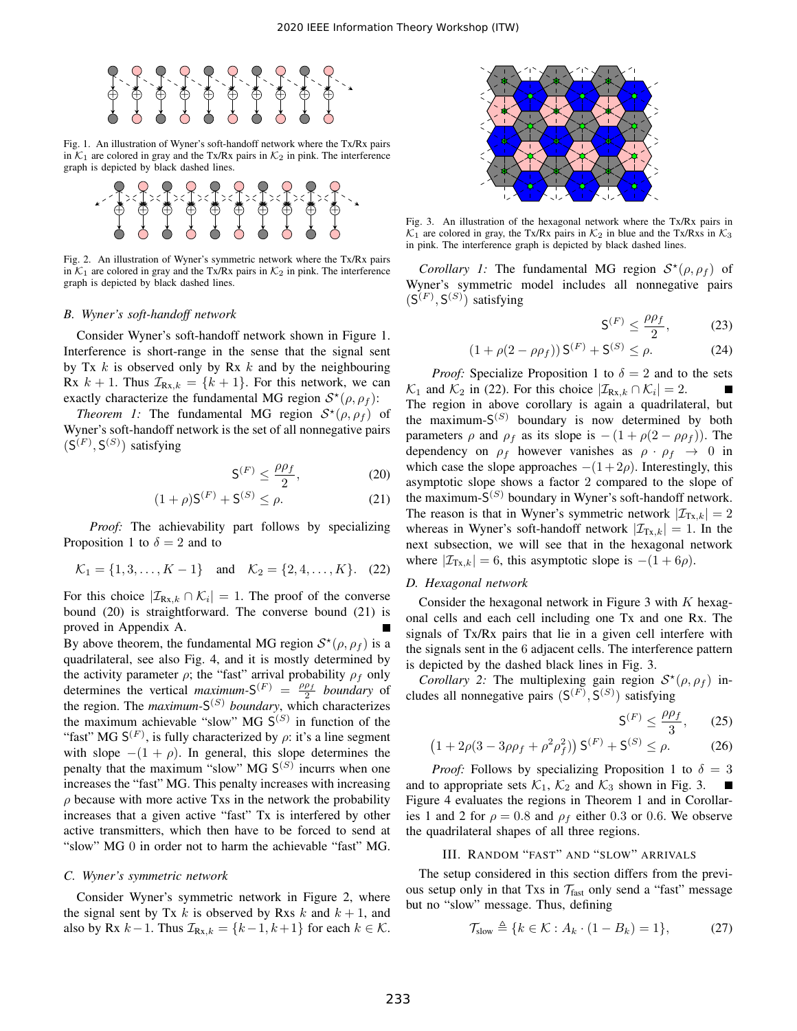Fig. 1. An illustration of Wyner's soft-handoff network where the Tx/Rx pairs in $\mathcal{K}_1$ are colored in gray and the Tx/Rx pairs in $\mathcal{K}_2$ in pink. The interference graph is depicted by black dashed lines.

Fig. 2. An illustration of Wyner's symmetric network where the Tx/Rx pairs in $\mathcal{K}_1$ are colored in gray and the Tx/Rx pairs in $\mathcal{K}_2$ in pink. The interference graph is depicted by black dashed lines.

### B. Wyner's soft-handoff network

Consider Wyner's soft-handoff network shown in Figure 1. Interference is short-range in the sense that the signal sent by Tx $k$ is observed only by Rx $k$ and by the neighbouring Rx $k+1$. Thus $\mathcal{I}_{\text{Rx},k} = \{k+1\}$. For this network, we can exactly characterize the fundamental MG region $\mathcal{S}^\star(\rho, \rho_f)$:

*Theorem 1:* The fundamental MG region $\mathcal{S}^\star(\rho, \rho_f)$ of Wyner's soft-handoff network is the set of all nonnegative pairs $(\mathsf{S}^{(F)}, \mathsf{S}^{(S)})$ satisfying

$$\mathsf{S}^{(F)} \leq \frac{\rho\rho_f}{2}, \tag{20}$$

$$(1+\rho)\mathsf{S}^{(F)} + \mathsf{S}^{(S)} \leq \rho. \tag{21}$$

*Proof:* The achievability part follows by specializing Proposition 1 to $\delta = 2$ and to

$$\mathcal{K}_1 = \{1, 3, \ldots, K-1\} \quad \text{and} \quad \mathcal{K}_2 = \{2, 4, \ldots, K\}. \tag{22}$$

For this choice $|\mathcal{I}_{\text{Rx},k} \cap \mathcal{K}_i| = 1$. The proof of the converse bound (20) is straightforward. The converse bound (21) is proved in Appendix A. ∎

By above theorem, the fundamental MG region $\mathcal{S}^\star(\rho, \rho_f)$ is a quadrilateral, see also Fig. 4, and it is mostly determined by the activity parameter $\rho$; the "fast" arrival probability $\rho_f$ only determines the vertical *maximum-*$\mathsf{S}^{(F)} = \frac{\rho\rho_f}{2}$ *boundary* of the region. The *maximum-*$\mathsf{S}^{(S)}$ *boundary*, which characterizes the maximum achievable "slow" MG $\mathsf{S}^{(S)}$ in function of the "fast" MG $\mathsf{S}^{(F)}$, is fully characterized by $\rho$: it's a line segment with slope $-(1+\rho)$. In general, this slope determines the penalty that the maximum "slow" MG $\mathsf{S}^{(S)}$ incurrs when one increases the "fast" MG. This penalty increases with increasing $\rho$ because with more active Txs in the network the probability increases that a given active "fast" Tx is interfered by other active transmitters, which then have to be forced to send at "slow" MG 0 in order not to harm the achievable "fast" MG.

### C. Wyner's symmetric network

Consider Wyner's symmetric network in Figure 2, where the signal sent by Tx $k$ is observed by Rxs $k$ and $k+1$, and also by Rx $k-1$. Thus $\mathcal{I}_{\text{Rx},k} = \{k-1, k+1\}$ for each $k \in \mathcal{K}$.

Fig. 3. An illustration of the hexagonal network where the Tx/Rx pairs in $\mathcal{K}_1$ are colored in gray, the Tx/Rx pairs in $\mathcal{K}_2$ in blue and the Tx/Rxs in $\mathcal{K}_3$ in pink. The interference graph is depicted by black dashed lines.

*Corollary 1:* The fundamental MG region $\mathcal{S}^\star(\rho, \rho_f)$ of Wyner's symmetric model includes all nonnegative pairs $(\mathsf{S}^{(F)}, \mathsf{S}^{(S)})$ satisfying

$$\mathsf{S}^{(F)} \leq \frac{\rho\rho_f}{2}, \tag{23}$$

$$(1+\rho(2-\rho\rho_f))\,\mathsf{S}^{(F)} + \mathsf{S}^{(S)} \leq \rho. \tag{24}$$

*Proof:* Specialize Proposition 1 to $\delta = 2$ and to the sets $\mathcal{K}_1$ and $\mathcal{K}_2$ in (22). For this choice $|\mathcal{I}_{\text{Rx},k} \cap \mathcal{K}_i| = 2$. ∎

The region in above corollary is again a quadrilateral, but the maximum-$\mathsf{S}^{(S)}$ boundary is now determined by both parameters $\rho$ and $\rho_f$ as its slope is $-(1+\rho(2-\rho\rho_f))$. The dependency on $\rho_f$ however vanishes as $\rho \cdot \rho_f \to 0$ in which case the slope approaches $-(1+2\rho)$. Interestingly, this asymptotic slope shows a factor 2 compared to the slope of the maximum-$\mathsf{S}^{(S)}$ boundary in Wyner's soft-handoff network. The reason is that in Wyner's symmetric network $|\mathcal{I}_{\text{Tx},k}| = 2$ whereas in Wyner's soft-handoff network $|\mathcal{I}_{\text{Tx},k}| = 1$. In the next subsection, we will see that in the hexagonal network where $|\mathcal{I}_{\text{Tx},k}| = 6$, this asymptotic slope is $-(1+6\rho)$.

### D. Hexagonal network

Consider the hexagonal network in Figure 3 with $K$ hexagonal cells and each cell including one Tx and one Rx. The signals of Tx/Rx pairs that lie in a given cell interfere with the signals sent in the 6 adjacent cells. The interference pattern is depicted by the dashed black lines in Fig. 3.

*Corollary 2:* The multiplexing gain region $\mathcal{S}^\star(\rho, \rho_f)$ includes all nonnegative pairs $(\mathsf{S}^{(F)}, \mathsf{S}^{(S)})$ satisfying

$$\mathsf{S}^{(F)} \leq \frac{\rho\rho_f}{3}, \tag{25}$$

$$\left(1+2\rho(3-3\rho\rho_f+\rho^2\rho_f^2)\right)\mathsf{S}^{(F)} + \mathsf{S}^{(S)} \leq \rho. \tag{26}$$

*Proof:* Follows by specializing Proposition 1 to $\delta = 3$ and to appropriate sets $\mathcal{K}_1$, $\mathcal{K}_2$ and $\mathcal{K}_3$ shown in Fig. 3. ∎

Figure 4 evaluates the regions in Theorem 1 and in Corollaries 1 and 2 for $\rho = 0.8$ and $\rho_f$ either 0.3 or 0.6. We observe the quadrilateral shapes of all three regions.

## III. Random "Fast" and "Slow" Arrivals

The setup considered in this section differs from the previous setup only in that Txs in $\mathcal{T}_{\text{fast}}$ only send a "fast" message but no "slow" message. Thus, defining

$$\mathcal{T}_{\text{slow}} \triangleq \{k \in \mathcal{K} : A_k \cdot (1 - B_k) = 1\}, \tag{27}$$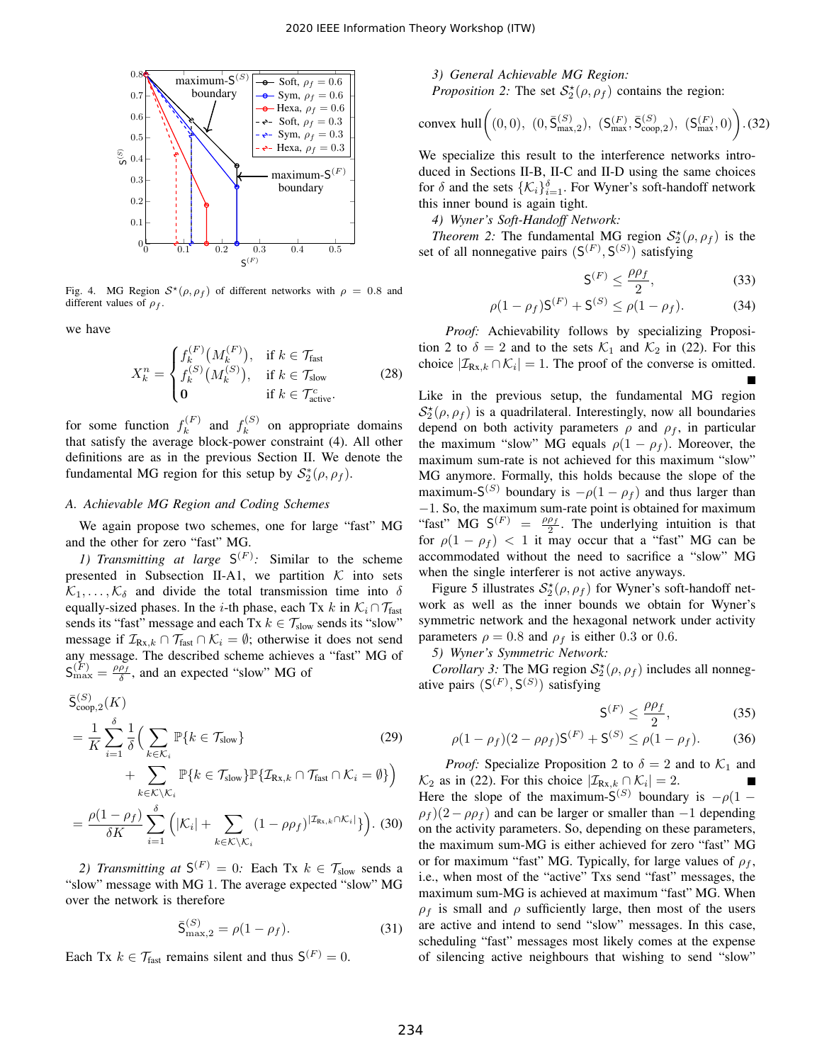Fig. 4. MG Region $\mathcal{S}^\star(\rho,\rho_f)$ of different networks with $\rho = 0.8$ and different values of $\rho_f$.

we have

$$X_k^n = \begin{cases} f_k^{(F)}\big(M_k^{(F)}\big), & \text{if } k \in \mathcal{T}_{\text{fast}} \\ f_k^{(S)}\big(M_k^{(S)}\big), & \text{if } k \in \mathcal{T}_{\text{slow}} \\ \mathbf{0} & \text{if } k \in \mathcal{T}_{\text{active}}^c. \end{cases} \tag{28}$$

for some function $f_k^{(F)}$ and $f_k^{(S)}$ on appropriate domains that satisfy the average block-power constraint (4). All other definitions are as in the previous Section II. We denote the fundamental MG region for this setup by $\mathcal{S}_2^\star(\rho,\rho_f)$.

### A. Achievable MG Region and Coding Schemes

We again propose two schemes, one for large "fast" MG and the other for zero "fast" MG.

*1) Transmitting at large* $\mathsf{S}^{(F)}$*:* Similar to the scheme presented in Subsection II-A1, we partition $\mathcal{K}$ into sets $\mathcal{K}_1,\ldots,\mathcal{K}_\delta$ and divide the total transmission time into $\delta$ equally-sized phases. In the $i$-th phase, each Tx $k$ in $\mathcal{K}_i \cap \mathcal{T}_{\text{fast}}$ sends its "fast" message and each Tx $k \in \mathcal{T}_{\text{slow}}$ sends its "slow" message if $\mathcal{I}_{\text{Rx},k} \cap \mathcal{T}_{\text{fast}} \cap \mathcal{K}_i = \emptyset$; otherwise it does not send any message. The described scheme achieves a "fast" MG of $\mathsf{S}_{\max}^{(F)} = \frac{\rho\rho_f}{\delta}$, and an expected "slow" MG of

$$\begin{aligned}
&\bar{\mathsf{S}}_{\text{coop},2}^{(S)}(K) \\
&= \frac{1}{K}\sum_{i=1}^{\delta}\frac{1}{\delta}\Big(\sum_{k\in\mathcal{K}_i}\mathbb{P}\{k\in\mathcal{T}_{\text{slow}}\} \qquad (29)\\
&\qquad + \sum_{k\in\mathcal{K}\backslash\mathcal{K}_i}\mathbb{P}\{k\in\mathcal{T}_{\text{slow}}\}\mathbb{P}\{\mathcal{I}_{\text{Rx},k}\cap\mathcal{T}_{\text{fast}}\cap\mathcal{K}_i=\emptyset\}\Big)\\
&= \frac{\rho(1-\rho_f)}{\delta K}\sum_{i=1}^{\delta}\Big(|\mathcal{K}_i| + \sum_{k\in\mathcal{K}\backslash\mathcal{K}_i}(1-\rho\rho_f)^{|\mathcal{I}_{\text{Rx},k}\cap\mathcal{K}_i|}\}\Big). \quad (30)
\end{aligned}$$

*2) Transmitting at* $\mathsf{S}^{(F)}=0$*:* Each Tx $k \in \mathcal{T}_{\text{slow}}$ sends a "slow" message with MG 1. The average expected "slow" MG over the network is therefore

$$\bar{\mathsf{S}}_{\max,2}^{(S)} = \rho(1-\rho_f). \tag{31}$$

Each Tx $k \in \mathcal{T}_{\text{fast}}$ remains silent and thus $\mathsf{S}^{(F)} = 0$.

*3) General Achievable MG Region:*

*Proposition 2:* The set $\mathcal{S}_2^\star(\rho,\rho_f)$ contains the region:

$$\text{convex hull}\Big((0,0),\ (0,\bar{\mathsf{S}}_{\max,2}^{(S)}),\ (\mathsf{S}_{\max}^{(F)},\bar{\mathsf{S}}_{\text{coop},2}^{(S)}),\ (\mathsf{S}_{\max}^{(F)},0)\Big). \tag{32}$$

We specialize this result to the interference networks introduced in Sections II-B, II-C and II-D using the same choices for $\delta$ and the sets $\{\mathcal{K}_i\}_{i=1}^{\delta}$. For Wyner's soft-handoff network this inner bound is again tight.

*4) Wyner's Soft-Handoff Network:*

*Theorem 2:* The fundamental MG region $\mathcal{S}_2^\star(\rho,\rho_f)$ is the set of all nonnegative pairs $(\mathsf{S}^{(F)},\mathsf{S}^{(S)})$ satisfying

$$\mathsf{S}^{(F)} \le \frac{\rho\rho_f}{2}, \tag{33}$$

$$\rho(1-\rho_f)\mathsf{S}^{(F)} + \mathsf{S}^{(S)} \le \rho(1-\rho_f). \tag{34}$$

*Proof:* Achievability follows by specializing Proposition 2 to $\delta = 2$ and to the sets $\mathcal{K}_1$ and $\mathcal{K}_2$ in (22). For this choice $|\mathcal{I}_{\text{Rx},k}\cap\mathcal{K}_i| = 1$. The proof of the converse is omitted. ■

Like in the previous setup, the fundamental MG region $\mathcal{S}_2^\star(\rho,\rho_f)$ is a quadrilateral. Interestingly, now all boundaries depend on both activity parameters $\rho$ and $\rho_f$, in particular the maximum "slow" MG equals $\rho(1-\rho_f)$. Moreover, the maximum sum-rate is not achieved for this maximum "slow" MG anymore. Formally, this holds because the slope of the maximum-$\mathsf{S}^{(S)}$ boundary is $-\rho(1-\rho_f)$ and thus larger than $-1$. So, the maximum sum-rate point is obtained for maximum "fast" MG $\mathsf{S}^{(F)} = \frac{\rho\rho_f}{2}$. The underlying intuition is that for $\rho(1-\rho_f) < 1$ it may occur that a "fast" MG can be accommodated without the need to sacrifice a "slow" MG when the single interferer is not active anyways.

Figure 5 illustrates $\mathcal{S}_2^\star(\rho,\rho_f)$ for Wyner's soft-handoff network as well as the inner bounds we obtain for Wyner's symmetric network and the hexagonal network under activity parameters $\rho = 0.8$ and $\rho_f$ is either 0.3 or 0.6.

*5) Wyner's Symmetric Network:*

*Corollary 3:* The MG region $\mathcal{S}_2^\star(\rho,\rho_f)$ includes all nonnegative pairs $(\mathsf{S}^{(F)},\mathsf{S}^{(S)})$ satisfying

$$\mathsf{S}^{(F)} \le \frac{\rho\rho_f}{2}, \tag{35}$$

$$\rho(1-\rho_f)(2-\rho\rho_f)\mathsf{S}^{(F)} + \mathsf{S}^{(S)} \le \rho(1-\rho_f). \tag{36}$$

*Proof:* Specialize Proposition 2 to $\delta = 2$ and to $\mathcal{K}_1$ and $\mathcal{K}_2$ as in (22). For this choice $|\mathcal{I}_{\text{Rx},k}\cap\mathcal{K}_i| = 2$. ■

Here the slope of the maximum-$\mathsf{S}^{(S)}$ boundary is $-\rho(1-\rho_f)(2-\rho\rho_f)$ and can be larger or smaller than $-1$ depending on the activity parameters. So, depending on these parameters, the maximum sum-MG is either achieved for zero "fast" MG or for maximum "fast" MG. Typically, for large values of $\rho_f$, i.e., when most of the "active" Txs send "fast" messages, the maximum sum-MG is achieved at maximum "fast" MG. When $\rho_f$ is small and $\rho$ sufficiently large, then most of the users are active and intend to send "slow" messages. In this case, scheduling "fast" messages most likely comes at the expense of silencing active neighbours that wishing to send "slow"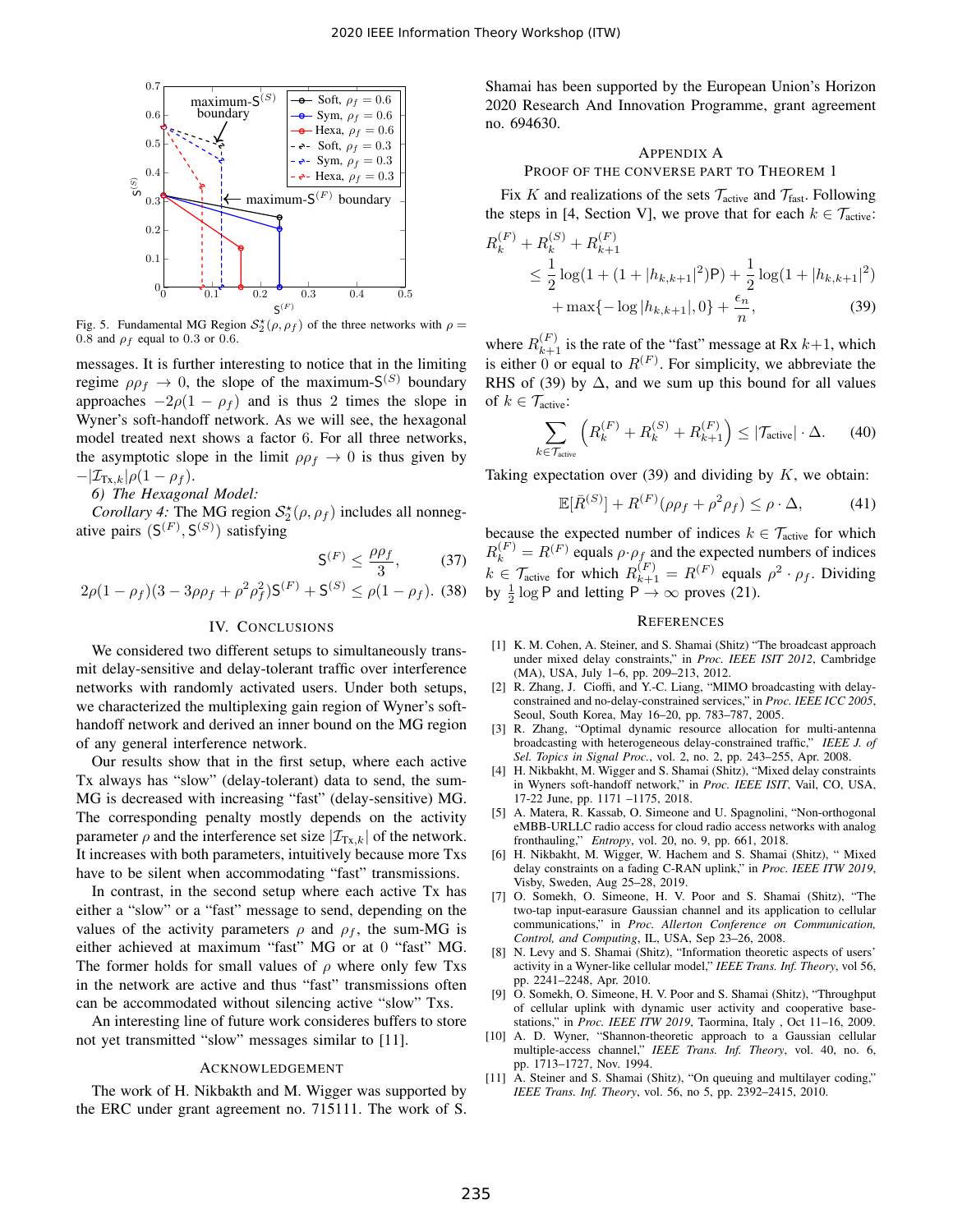maximum-$\mathsf{S}^{(S)}$ boundary

maximum-$\mathsf{S}^{(F)}$ boundary

Soft, $\rho_f = 0.6$

Sym, $\rho_f = 0.6$

Hexa, $\rho_f = 0.6$

Soft, $\rho_f = 0.3$

Sym, $\rho_f = 0.3$

Hexa, $\rho_f = 0.3$

$\mathsf{S}^{(S)}$

$\mathsf{S}^{(F)}$

0, 0.1, 0.2, 0.3, 0.4, 0.5

0, 0.1, 0.2, 0.3, 0.4, 0.5, 0.6, 0.7

Fig. 5. Fundamental MG Region $\mathcal{S}_2^\star(\rho, \rho_f)$ of the three networks with $\rho = 0.8$ and $\rho_f$ equal to 0.3 or 0.6.

messages. It is further interesting to notice that in the limiting regime $\rho\rho_f \to 0$, the slope of the maximum-$\mathsf{S}^{(S)}$ boundary approaches $-2\rho(1-\rho_f)$ and is thus 2 times the slope in Wyner's soft-handoff network. As we will see, the hexagonal model treated next shows a factor 6. For all three networks, the asymptotic slope in the limit $\rho\rho_f \to 0$ is thus given by $-|\mathcal{I}_{\text{Tx},k}|\rho(1-\rho_f)$.

*6) The Hexagonal Model:*

*Corollary 4:* The MG region $\mathcal{S}_2^\star(\rho, \rho_f)$ includes all nonnegative pairs $(\mathsf{S}^{(F)}, \mathsf{S}^{(S)})$ satisfying

$$\mathsf{S}^{(F)} \leq \frac{\rho\rho_f}{3}, \tag{37}$$

$$2\rho(1-\rho_f)(3 - 3\rho\rho_f + \rho^2\rho_f^2)\mathsf{S}^{(F)} + \mathsf{S}^{(S)} \leq \rho(1-\rho_f). \tag{38}$$

## IV. Conclusions

We considered two different setups to simultaneously transmit delay-sensitive and delay-tolerant traffic over interference networks with randomly activated users. Under both setups, we characterized the multiplexing gain region of Wyner's soft-handoff network and derived an inner bound on the MG region of any general interference network.

Our results show that in the first setup, where each active Tx always has "slow" (delay-tolerant) data to send, the sum-MG is decreased with increasing "fast" (delay-sensitive) MG. The corresponding penalty mostly depends on the activity parameter $\rho$ and the interference set size $|\mathcal{I}_{\text{Tx},k}|$ of the network. It increases with both parameters, intuitively because more Txs have to be silent when accommodating "fast" transmissions.

In contrast, in the second setup where each active Tx has either a "slow" or a "fast" message to send, depending on the values of the activity parameters $\rho$ and $\rho_f$, the sum-MG is either achieved at maximum "fast" MG or at 0 "fast" MG. The former holds for small values of $\rho$ where only few Txs in the network are active and thus "fast" transmissions often can be accommodated without silencing active "slow" Txs.

An interesting line of future work consideres buffers to store not yet transmitted "slow" messages similar to [11].

## Acknowledgement

The work of H. Nikbakht and M. Wigger was supported by the ERC under grant agreement no. 715111. The work of S. Shamai has been supported by the European Union's Horizon 2020 Research And Innovation Programme, grant agreement no. 694630.

## Appendix A
## Proof of the Converse Part to Theorem 1

Fix $K$ and realizations of the sets $\mathcal{T}_{\text{active}}$ and $\mathcal{T}_{\text{fast}}$. Following the steps in [4, Section V], we prove that for each $k \in \mathcal{T}_{\text{active}}$:

$$\begin{aligned} R_k^{(F)} + R_k^{(S)} + R_{k+1}^{(F)} &\leq \frac{1}{2}\log(1 + (1 + |h_{k,k+1}|^2)\mathsf{P}) + \frac{1}{2}\log(1 + |h_{k,k+1}|^2) \\ &\quad + \max\{-\log|h_{k,k+1}|, 0\} + \frac{\epsilon_n}{n}, \end{aligned} \tag{39}$$

where $R_{k+1}^{(F)}$ is the rate of the "fast" message at Rx $k+1$, which is either 0 or equal to $R^{(F)}$. For simplicity, we abbreviate the RHS of (39) by $\Delta$, and we sum up this bound for all values of $k \in \mathcal{T}_{\text{active}}$:

$$\sum_{k \in \mathcal{T}_{\text{active}}} \left( R_k^{(F)} + R_k^{(S)} + R_{k+1}^{(F)} \right) \leq |\mathcal{T}_{\text{active}}| \cdot \Delta. \tag{40}$$

Taking expectation over (39) and dividing by $K$, we obtain:

$$\mathbb{E}[\bar{R}^{(S)}] + R^{(F)}(\rho\rho_f + \rho^2\rho_f) \leq \rho \cdot \Delta, \tag{41}$$

because the expected number of indices $k \in \mathcal{T}_{\text{active}}$ for which $R_k^{(F)} = R^{(F)}$ equals $\rho \cdot \rho_f$ and the expected numbers of indices $k \in \mathcal{T}_{\text{active}}$ for which $R_{k+1}^{(F)} = R^{(F)}$ equals $\rho^2 \cdot \rho_f$. Dividing by $\frac{1}{2}\log \mathsf{P}$ and letting $\mathsf{P} \to \infty$ proves (21).

## References

[1] K. M. Cohen, A. Steiner, and S. Shamai (Shitz) "The broadcast approach under mixed delay constraints," in *Proc. IEEE ISIT 2012*, Cambridge (MA), USA, July 1–6, pp. 209–213, 2012.

[2] R. Zhang, J. Cioffi, and Y.-C. Liang, "MIMO broadcasting with delay-constrained and no-delay-constrained services," in *Proc. IEEE ICC 2005*, Seoul, South Korea, May 16–20, pp. 783–787, 2005.

[3] R. Zhang, "Optimal dynamic resource allocation for multi-antenna broadcasting with heterogeneous delay-constrained traffic," *IEEE J. of Sel. Topics in Signal Proc.*, vol. 2, no. 2, pp. 243–255, Apr. 2008.

[4] H. Nikbakht, M. Wigger and S. Shamai (Shitz), "Mixed delay constraints in Wyners soft-handoff network," in *Proc. IEEE ISIT*, Vail, CO, USA, 17-22 June, pp. 1171 –1175, 2018.

[5] A. Matera, R. Kassab, O. Simeone and U. Spagnolini, "Non-orthogonal eMBB-URLLC radio access for cloud radio access networks with analog fronthauling," *Entropy*, vol. 20, no. 9, pp. 661, 2018.

[6] H. Nikbakht, M. Wigger, W. Hachem and S. Shamai (Shitz), " Mixed delay constraints on a fading C-RAN uplink," in *Proc. IEEE ITW 2019*, Visby, Sweden, Aug 25–28, 2019.

[7] O. Somekh, O. Simeone, H. V. Poor and S. Shamai (Shitz), "The two-tap input-earasure Gaussian channel and its application to cellular communications," in *Proc. Allerton Conference on Communication, Control, and Computing*, IL, USA, Sep 23–26, 2008.

[8] N. Levy and S. Shamai (Shitz), "Information theoretic aspects of users' activity in a Wyner-like cellular model," *IEEE Trans. Inf. Theory*, vol 56, pp. 2241–2248, Apr. 2010.

[9] O. Somekh, O. Simeone, H. V. Poor and S. Shamai (Shitz), "Throughput of cellular uplink with dynamic user activity and cooperative base-stations," in *Proc. IEEE ITW 2019*, Taormina, Italy , Oct 11–16, 2009.

[10] A. D. Wyner, "Shannon-theoretic approach to a Gaussian cellular multiple-access channel," *IEEE Trans. Inf. Theory*, vol. 40, no. 6, pp. 1713–1727, Nov. 1994.

[11] A. Steiner and S. Shamai (Shitz), "On queuing and multilayer coding," *IEEE Trans. Inf. Theory*, vol. 56, no 5, pp. 2392–2415, 2010.